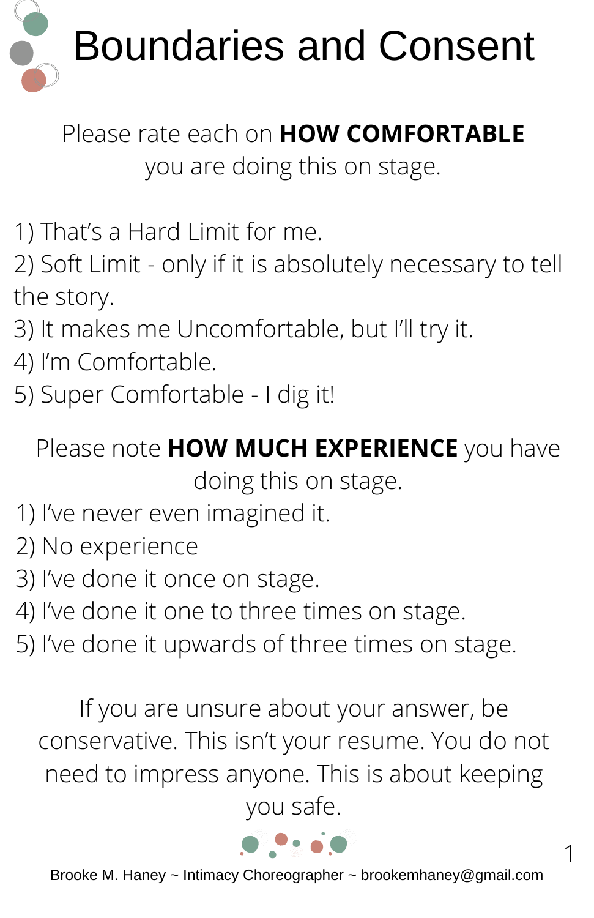# Boundaries and Consent

Please rate each on **HOW COMFORTABLE** you are doing this on stage.

1) That's a Hard Limit for me.
2) Soft Limit - only if it is absolutely necessary to tell the story.
3) It makes me Uncomfortable, but I'll try it.
4) I'm Comfortable.
5) Super Comfortable - I dig it!

Please note **HOW MUCH EXPERIENCE** you have doing this on stage.

1) I've never even imagined it.
2) No experience
3) I've done it once on stage.
4) I've done it one to three times on stage.
5) I've done it upwards of three times on stage.

If you are unsure about your answer, be conservative. This isn't your resume. You do not need to impress anyone. This is about keeping you safe.

Brooke M. Haney ~ Intimacy Choreographer ~ brookemhaney@gmail.com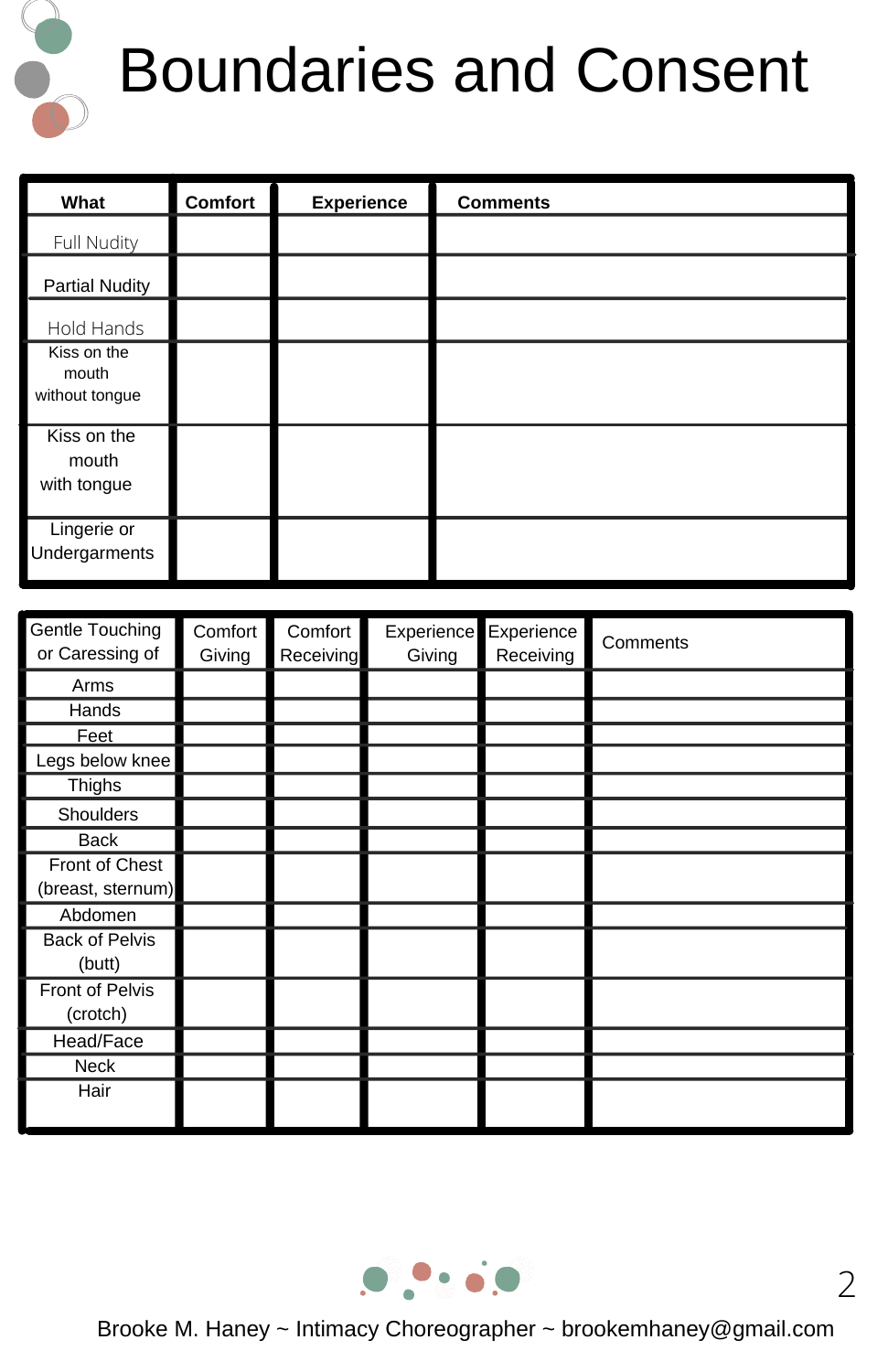# Boundaries and Consent

| What | Comfort | Experience | Comments |
|---|---|---|---|
| Full Nudity | | | |
| Partial Nudity | | | |
| Hold Hands | | | |
| Kiss on the mouth without tongue | | | |
| Kiss on the mouth with tongue | | | |
| Lingerie or Undergarments | | | |

| Gentle Touching or Caressing of | Comfort Giving | Comfort Receiving | Experience Giving | Experience Receiving | Comments |
|---|---|---|---|---|---|
| Arms | | | | | |
| Hands | | | | | |
| Feet | | | | | |
| Legs below knee | | | | | |
| Thighs | | | | | |
| Shoulders | | | | | |
| Back | | | | | |
| Front of Chest (breast, sternum) | | | | | |
| Abdomen | | | | | |
| Back of Pelvis (butt) | | | | | |
| Front of Pelvis (crotch) | | | | | |
| Head/Face | | | | | |
| Neck | | | | | |
| Hair | | | | | |

Brooke M. Haney ~ Intimacy Choreographer ~ brookemhaney@gmail.com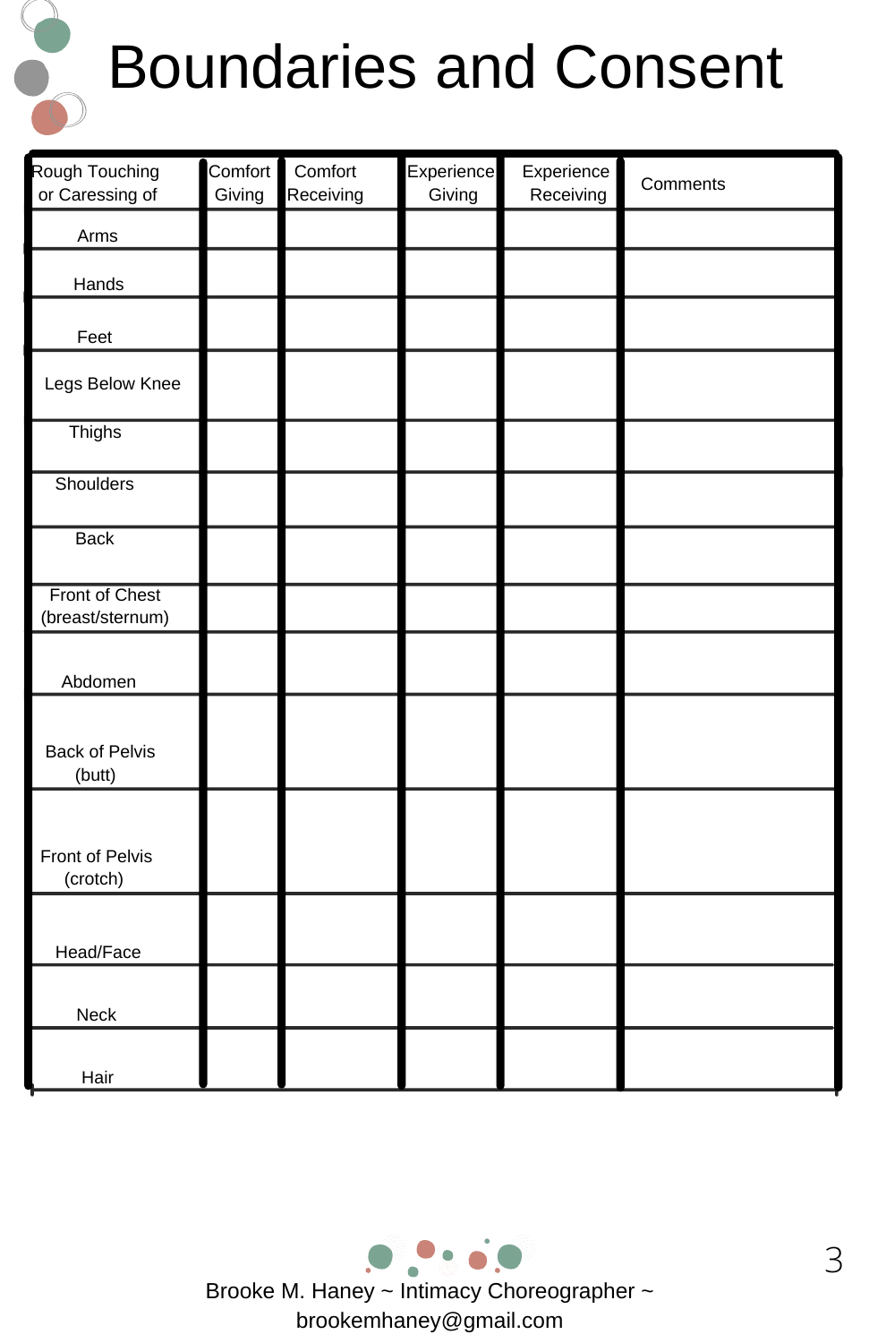# Boundaries and Consent

| Rough Touching or Caressing of | Comfort Giving | Comfort Receiving | Experience Giving | Experience Receiving | Comments |
| --- | --- | --- | --- | --- | --- |
| Arms | | | | | |
| Hands | | | | | |
| Feet | | | | | |
| Legs Below Knee | | | | | |
| Thighs | | | | | |
| Shoulders | | | | | |
| Back | | | | | |
| Front of Chest (breast/sternum) | | | | | |
| Abdomen | | | | | |
| Back of Pelvis (butt) | | | | | |
| Front of Pelvis (crotch) | | | | | |
| Head/Face | | | | | |
| Neck | | | | | |
| Hair | | | | | |

Brooke M. Haney ~ Intimacy Choreographer ~
brookemhaney@gmail.com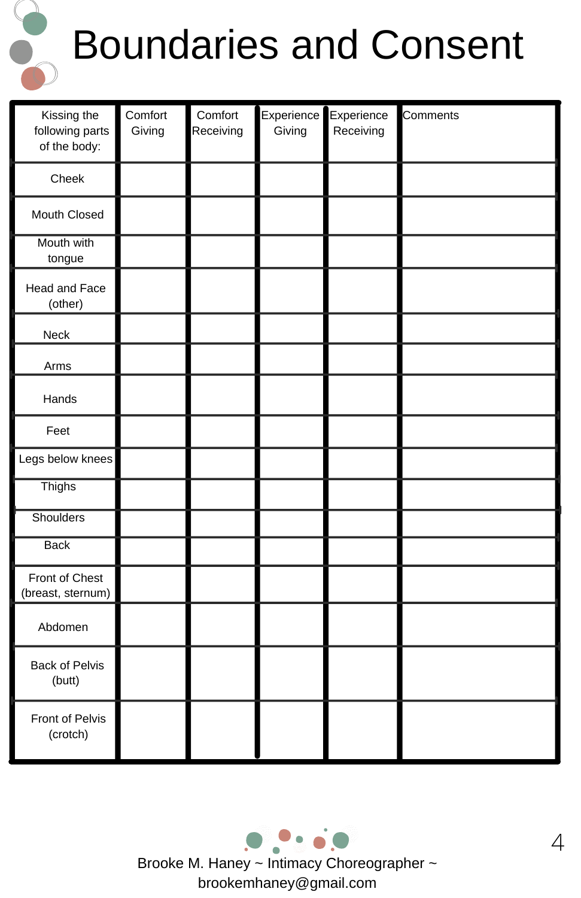# Boundaries and Consent

| Kissing the following parts of the body: | Comfort Giving | Comfort Receiving | Experience Giving | Experience Receiving | Comments |
|---|---|---|---|---|---|
| Cheek | | | | | |
| Mouth Closed | | | | | |
| Mouth with tongue | | | | | |
| Head and Face (other) | | | | | |
| Neck | | | | | |
| Arms | | | | | |
| Hands | | | | | |
| Feet | | | | | |
| Legs below knees | | | | | |
| Thighs | | | | | |
| Shoulders | | | | | |
| Back | | | | | |
| Front of Chest (breast, sternum) | | | | | |
| Abdomen | | | | | |
| Back of Pelvis (butt) | | | | | |
| Front of Pelvis (crotch) | | | | | |

Brooke M. Haney ~ Intimacy Choreographer ~ brookemhaney@gmail.com